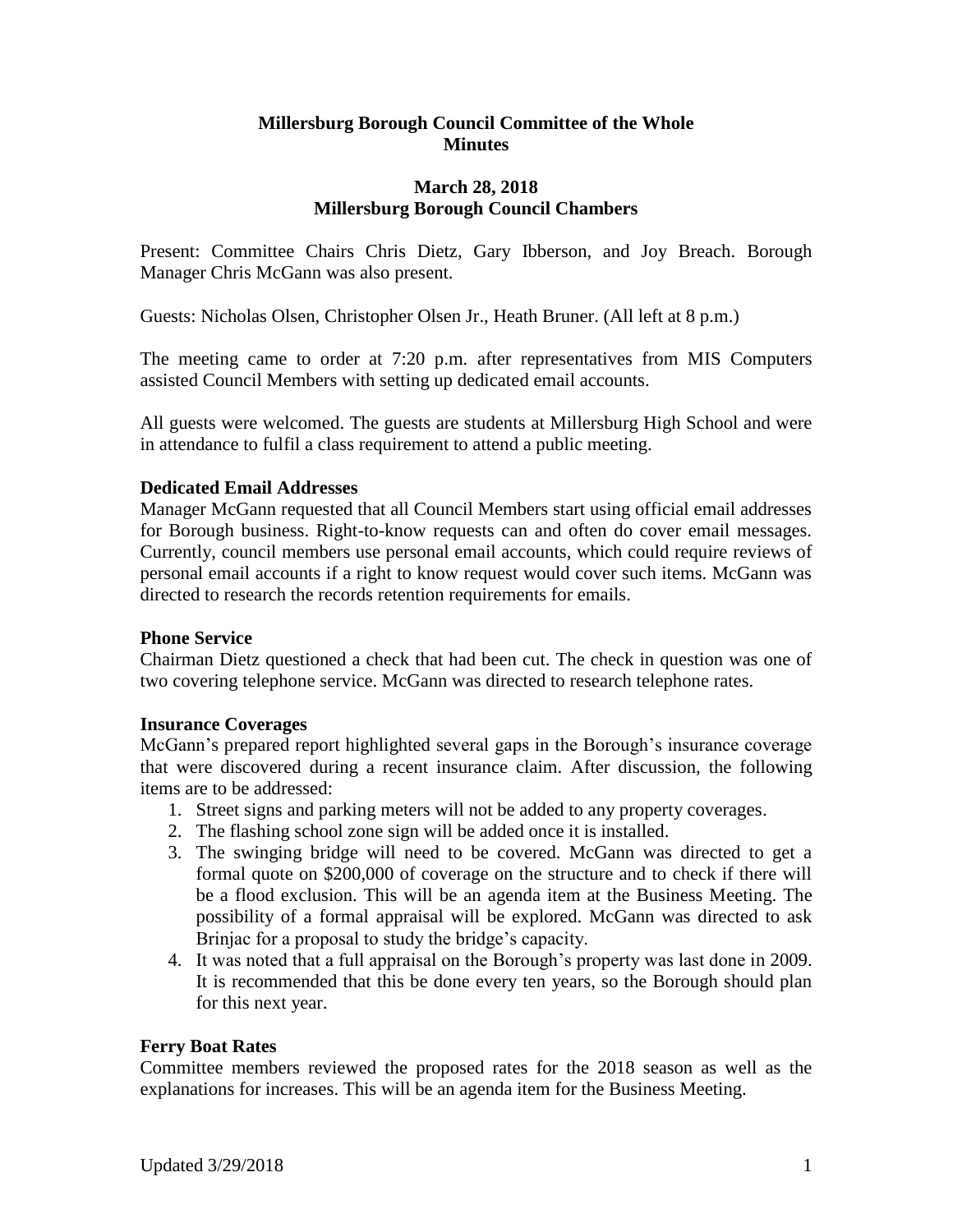# Millersburg Borough Council Committee of the Whole Minutes

## March 28, 2018
## Millersburg Borough Council Chambers

Present: Committee Chairs Chris Dietz, Gary Ibberson, and Joy Breach. Borough Manager Chris McGann was also present.

Guests: Nicholas Olsen, Christopher Olsen Jr., Heath Bruner. (All left at 8 p.m.)

The meeting came to order at 7:20 p.m. after representatives from MIS Computers assisted Council Members with setting up dedicated email accounts.

All guests were welcomed. The guests are students at Millersburg High School and were in attendance to fulfil a class requirement to attend a public meeting.

### Dedicated Email Addresses

Manager McGann requested that all Council Members start using official email addresses for Borough business. Right-to-know requests can and often do cover email messages. Currently, council members use personal email accounts, which could require reviews of personal email accounts if a right to know request would cover such items. McGann was directed to research the records retention requirements for emails.

### Phone Service

Chairman Dietz questioned a check that had been cut. The check in question was one of two covering telephone service. McGann was directed to research telephone rates.

### Insurance Coverages

McGann's prepared report highlighted several gaps in the Borough's insurance coverage that were discovered during a recent insurance claim. After discussion, the following items are to be addressed:

1. Street signs and parking meters will not be added to any property coverages.
2. The flashing school zone sign will be added once it is installed.
3. The swinging bridge will need to be covered. McGann was directed to get a formal quote on $200,000 of coverage on the structure and to check if there will be a flood exclusion. This will be an agenda item at the Business Meeting. The possibility of a formal appraisal will be explored. McGann was directed to ask Brinjac for a proposal to study the bridge's capacity.
4. It was noted that a full appraisal on the Borough's property was last done in 2009. It is recommended that this be done every ten years, so the Borough should plan for this next year.

### Ferry Boat Rates

Committee members reviewed the proposed rates for the 2018 season as well as the explanations for increases. This will be an agenda item for the Business Meeting.

Updated 3/29/2018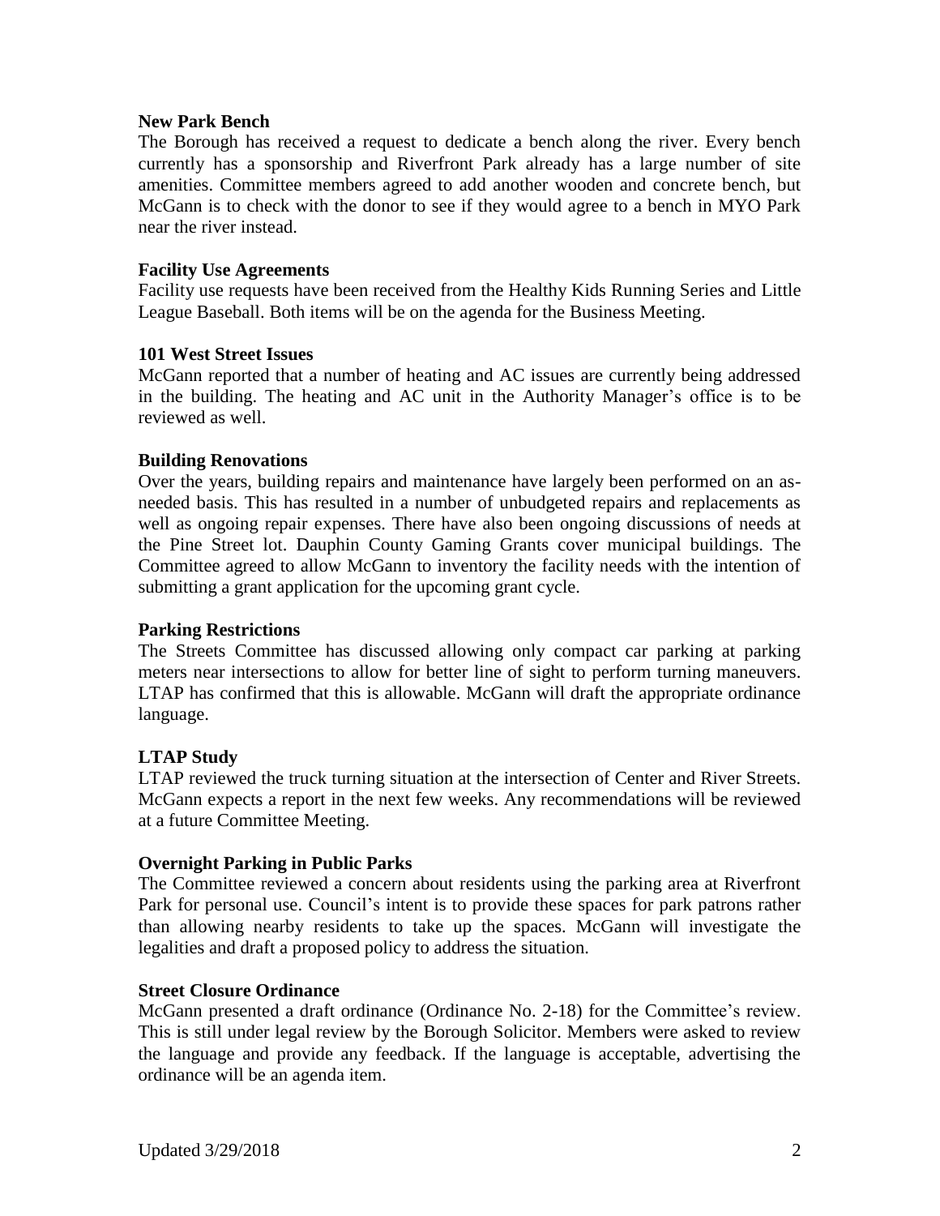**New Park Bench**

The Borough has received a request to dedicate a bench along the river. Every bench currently has a sponsorship and Riverfront Park already has a large number of site amenities. Committee members agreed to add another wooden and concrete bench, but McGann is to check with the donor to see if they would agree to a bench in MYO Park near the river instead.

**Facility Use Agreements**

Facility use requests have been received from the Healthy Kids Running Series and Little League Baseball. Both items will be on the agenda for the Business Meeting.

**101 West Street Issues**

McGann reported that a number of heating and AC issues are currently being addressed in the building. The heating and AC unit in the Authority Manager's office is to be reviewed as well.

**Building Renovations**

Over the years, building repairs and maintenance have largely been performed on an as-needed basis. This has resulted in a number of unbudgeted repairs and replacements as well as ongoing repair expenses. There have also been ongoing discussions of needs at the Pine Street lot. Dauphin County Gaming Grants cover municipal buildings. The Committee agreed to allow McGann to inventory the facility needs with the intention of submitting a grant application for the upcoming grant cycle.

**Parking Restrictions**

The Streets Committee has discussed allowing only compact car parking at parking meters near intersections to allow for better line of sight to perform turning maneuvers. LTAP has confirmed that this is allowable. McGann will draft the appropriate ordinance language.

**LTAP Study**

LTAP reviewed the truck turning situation at the intersection of Center and River Streets. McGann expects a report in the next few weeks. Any recommendations will be reviewed at a future Committee Meeting.

**Overnight Parking in Public Parks**

The Committee reviewed a concern about residents using the parking area at Riverfront Park for personal use. Council's intent is to provide these spaces for park patrons rather than allowing nearby residents to take up the spaces. McGann will investigate the legalities and draft a proposed policy to address the situation.

**Street Closure Ordinance**

McGann presented a draft ordinance (Ordinance No. 2-18) for the Committee's review. This is still under legal review by the Borough Solicitor. Members were asked to review the language and provide any feedback. If the language is acceptable, advertising the ordinance will be an agenda item.

Updated 3/29/2018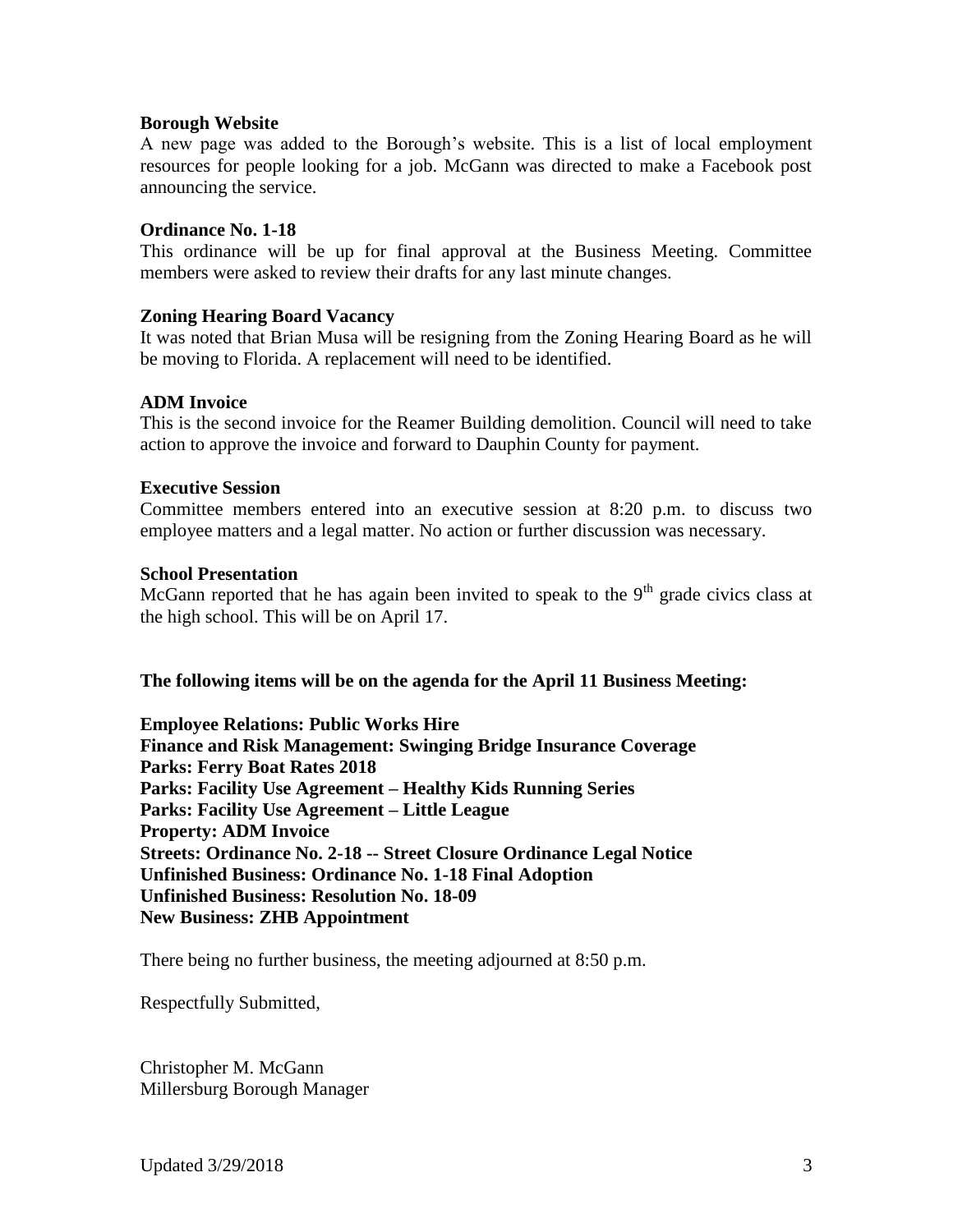**Borough Website**

A new page was added to the Borough's website. This is a list of local employment resources for people looking for a job. McGann was directed to make a Facebook post announcing the service.

**Ordinance No. 1-18**

This ordinance will be up for final approval at the Business Meeting. Committee members were asked to review their drafts for any last minute changes.

**Zoning Hearing Board Vacancy**

It was noted that Brian Musa will be resigning from the Zoning Hearing Board as he will be moving to Florida. A replacement will need to be identified.

**ADM Invoice**

This is the second invoice for the Reamer Building demolition. Council will need to take action to approve the invoice and forward to Dauphin County for payment.

**Executive Session**

Committee members entered into an executive session at 8:20 p.m. to discuss two employee matters and a legal matter. No action or further discussion was necessary.

**School Presentation**

McGann reported that he has again been invited to speak to the 9th grade civics class at the high school. This will be on April 17.

**The following items will be on the agenda for the April 11 Business Meeting:**

**Employee Relations: Public Works Hire**
**Finance and Risk Management: Swinging Bridge Insurance Coverage**
**Parks: Ferry Boat Rates 2018**
**Parks: Facility Use Agreement – Healthy Kids Running Series**
**Parks: Facility Use Agreement – Little League**
**Property: ADM Invoice**
**Streets: Ordinance No. 2-18 -- Street Closure Ordinance Legal Notice**
**Unfinished Business: Ordinance No. 1-18 Final Adoption**
**Unfinished Business: Resolution No. 18-09**
**New Business: ZHB Appointment**

There being no further business, the meeting adjourned at 8:50 p.m.

Respectfully Submitted,

Christopher M. McGann
Millersburg Borough Manager

Updated 3/29/2018